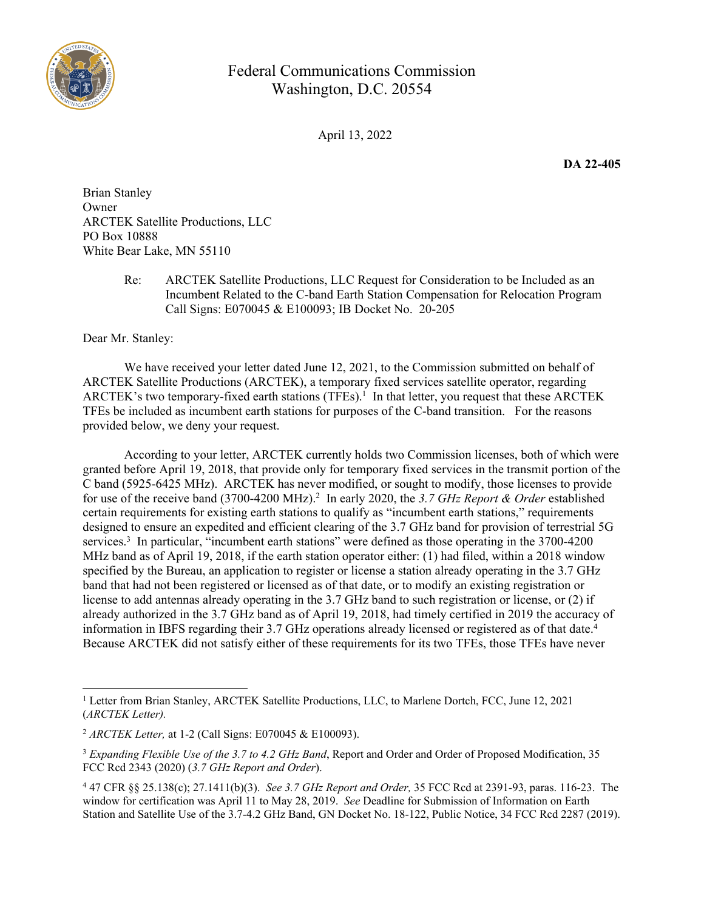Federal Communications Commission
Washington, D.C. 20554

April 13, 2022

**DA 22-405**

Brian Stanley
Owner
ARCTEK Satellite Productions, LLC
PO Box 10888
White Bear Lake, MN 55110

Re: ARCTEK Satellite Productions, LLC Request for Consideration to be Included as an Incumbent Related to the C-band Earth Station Compensation for Relocation Program
Call Signs: E070045 & E100093; IB Docket No. 20-205

Dear Mr. Stanley:

We have received your letter dated June 12, 2021, to the Commission submitted on behalf of ARCTEK Satellite Productions (ARCTEK), a temporary fixed services satellite operator, regarding ARCTEK's two temporary-fixed earth stations (TFEs).[1] In that letter, you request that these ARCTEK TFEs be included as incumbent earth stations for purposes of the C-band transition. For the reasons provided below, we deny your request.

According to your letter, ARCTEK currently holds two Commission licenses, both of which were granted before April 19, 2018, that provide only for temporary fixed services in the transmit portion of the C band (5925-6425 MHz). ARCTEK has never modified, or sought to modify, those licenses to provide for use of the receive band (3700-4200 MHz).[2] In early 2020, the *3.7 GHz Report & Order* established certain requirements for existing earth stations to qualify as "incumbent earth stations," requirements designed to ensure an expedited and efficient clearing of the 3.7 GHz band for provision of terrestrial 5G services.[3] In particular, "incumbent earth stations" were defined as those operating in the 3700-4200 MHz band as of April 19, 2018, if the earth station operator either: (1) had filed, within a 2018 window specified by the Bureau, an application to register or license a station already operating in the 3.7 GHz band that had not been registered or licensed as of that date, or to modify an existing registration or license to add antennas already operating in the 3.7 GHz band to such registration or license, or (2) if already authorized in the 3.7 GHz band as of April 19, 2018, had timely certified in 2019 the accuracy of information in IBFS regarding their 3.7 GHz operations already licensed or registered as of that date.[4] Because ARCTEK did not satisfy either of these requirements for its two TFEs, those TFEs have never

---

[1] Letter from Brian Stanley, ARCTEK Satellite Productions, LLC, to Marlene Dortch, FCC, June 12, 2021 (*ARCTEK Letter).*

[2] *ARCTEK Letter,* at 1-2 (Call Signs: E070045 & E100093).

[3] *Expanding Flexible Use of the 3.7 to 4.2 GHz Band*, Report and Order and Order of Proposed Modification, 35 FCC Rcd 2343 (2020) (*3.7 GHz Report and Order*).

[4] 47 CFR §§ 25.138(c); 27.1411(b)(3). *See 3.7 GHz Report and Order,* 35 FCC Rcd at 2391-93, paras. 116-23. The window for certification was April 11 to May 28, 2019. *See* Deadline for Submission of Information on Earth Station and Satellite Use of the 3.7-4.2 GHz Band, GN Docket No. 18-122, Public Notice, 34 FCC Rcd 2287 (2019).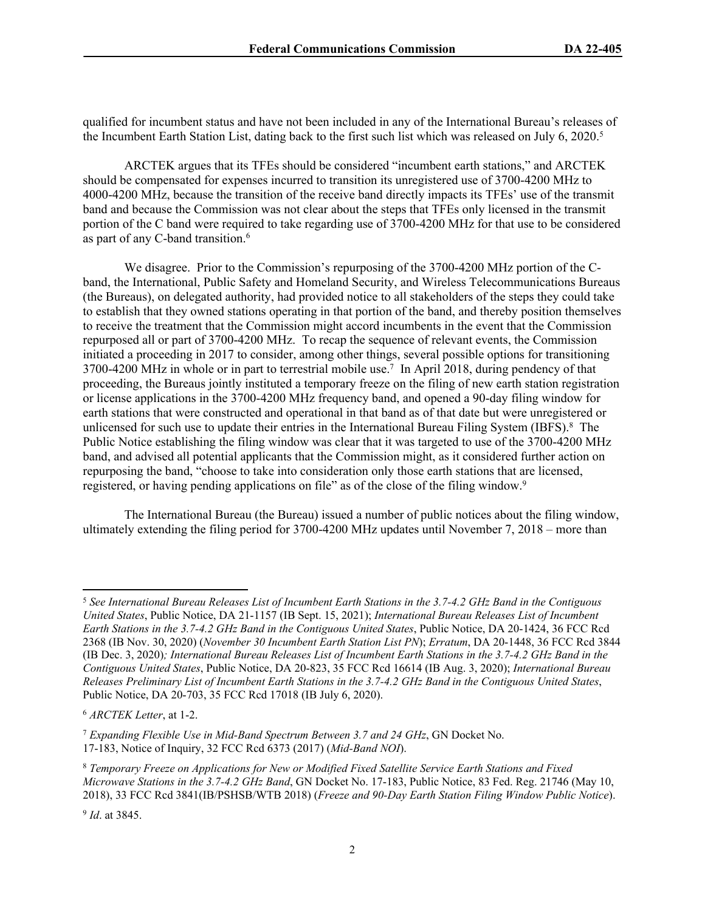qualified for incumbent status and have not been included in any of the International Bureau's releases of the Incumbent Earth Station List, dating back to the first such list which was released on July 6, 2020.[5]

ARCTEK argues that its TFEs should be considered "incumbent earth stations," and ARCTEK should be compensated for expenses incurred to transition its unregistered use of 3700-4200 MHz to 4000-4200 MHz, because the transition of the receive band directly impacts its TFEs' use of the transmit band and because the Commission was not clear about the steps that TFEs only licensed in the transmit portion of the C band were required to take regarding use of 3700-4200 MHz for that use to be considered as part of any C-band transition.[6]

We disagree. Prior to the Commission's repurposing of the 3700-4200 MHz portion of the C-band, the International, Public Safety and Homeland Security, and Wireless Telecommunications Bureaus (the Bureaus), on delegated authority, had provided notice to all stakeholders of the steps they could take to establish that they owned stations operating in that portion of the band, and thereby position themselves to receive the treatment that the Commission might accord incumbents in the event that the Commission repurposed all or part of 3700-4200 MHz. To recap the sequence of relevant events, the Commission initiated a proceeding in 2017 to consider, among other things, several possible options for transitioning 3700-4200 MHz in whole or in part to terrestrial mobile use.[7] In April 2018, during pendency of that proceeding, the Bureaus jointly instituted a temporary freeze on the filing of new earth station registration or license applications in the 3700-4200 MHz frequency band, and opened a 90-day filing window for earth stations that were constructed and operational in that band as of that date but were unregistered or unlicensed for such use to update their entries in the International Bureau Filing System (IBFS).[8] The Public Notice establishing the filing window was clear that it was targeted to use of the 3700-4200 MHz band, and advised all potential applicants that the Commission might, as it considered further action on repurposing the band, "choose to take into consideration only those earth stations that are licensed, registered, or having pending applications on file" as of the close of the filing window.[9]

The International Bureau (the Bureau) issued a number of public notices about the filing window, ultimately extending the filing period for 3700-4200 MHz updates until November 7, 2018 – more than

---

[5] *See International Bureau Releases List of Incumbent Earth Stations in the 3.7-4.2 GHz Band in the Contiguous United States*, Public Notice, DA 21-1157 (IB Sept. 15, 2021); *International Bureau Releases List of Incumbent Earth Stations in the 3.7-4.2 GHz Band in the Contiguous United States*, Public Notice, DA 20-1424, 36 FCC Rcd 2368 (IB Nov. 30, 2020) (*November 30 Incumbent Earth Station List PN*); *Erratum*, DA 20-1448, 36 FCC Rcd 3844 (IB Dec. 3, 2020); *International Bureau Releases List of Incumbent Earth Stations in the 3.7-4.2 GHz Band in the Contiguous United States*, Public Notice, DA 20-823, 35 FCC Rcd 16614 (IB Aug. 3, 2020); *International Bureau Releases Preliminary List of Incumbent Earth Stations in the 3.7-4.2 GHz Band in the Contiguous United States*, Public Notice, DA 20-703, 35 FCC Rcd 17018 (IB July 6, 2020).

[6] *ARCTEK Letter*, at 1-2.

[7] *Expanding Flexible Use in Mid-Band Spectrum Between 3.7 and 24 GHz*, GN Docket No. 17-183, Notice of Inquiry, 32 FCC Rcd 6373 (2017) (*Mid-Band NOI*).

[8] *Temporary Freeze on Applications for New or Modified Fixed Satellite Service Earth Stations and Fixed Microwave Stations in the 3.7-4.2 GHz Band*, GN Docket No. 17-183, Public Notice, 83 Fed. Reg. 21746 (May 10, 2018), 33 FCC Rcd 3841(IB/PSHSB/WTB 2018) (*Freeze and 90-Day Earth Station Filing Window Public Notice*).

[9] *Id*. at 3845.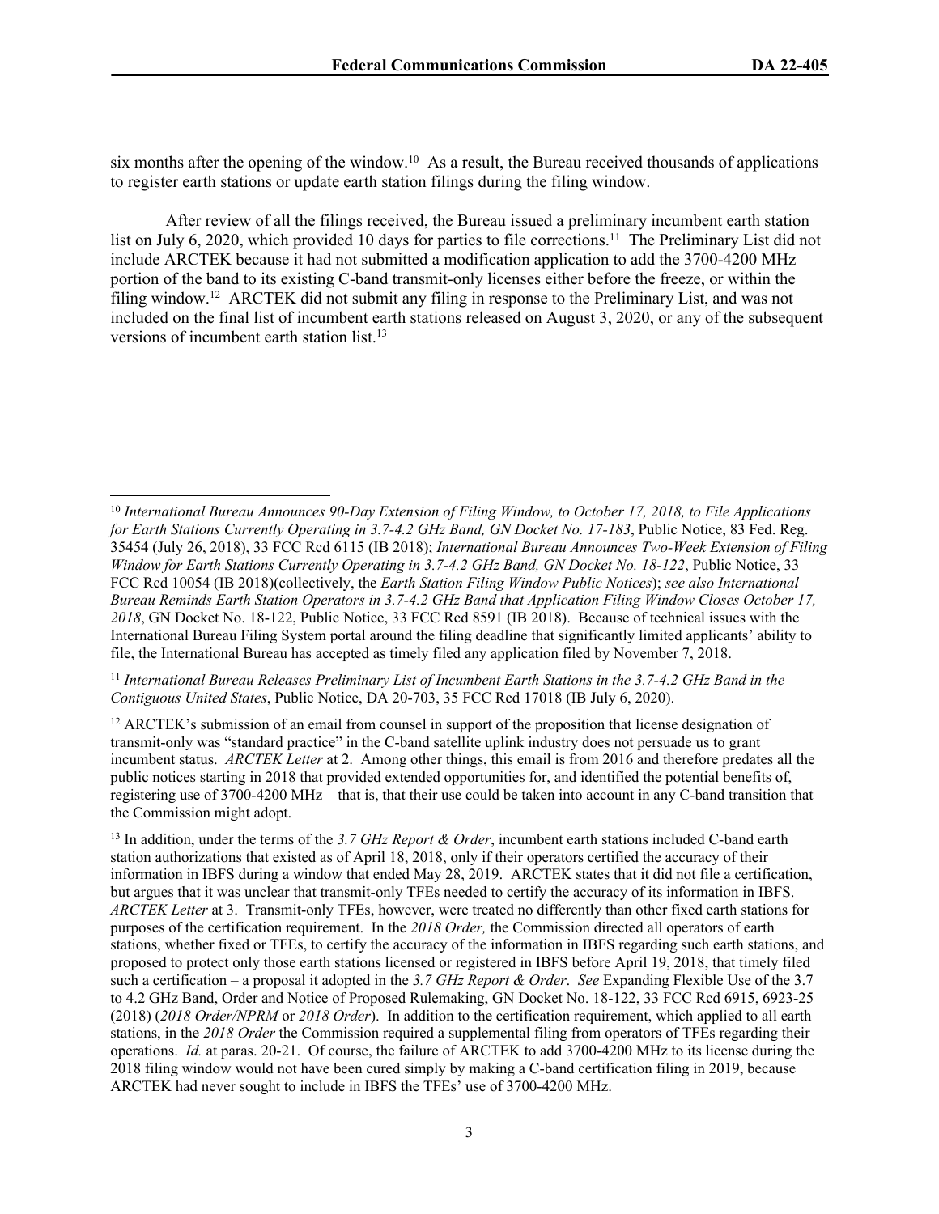six months after the opening of the window.[10] As a result, the Bureau received thousands of applications to register earth stations or update earth station filings during the filing window.

After review of all the filings received, the Bureau issued a preliminary incumbent earth station list on July 6, 2020, which provided 10 days for parties to file corrections.[11] The Preliminary List did not include ARCTEK because it had not submitted a modification application to add the 3700-4200 MHz portion of the band to its existing C-band transmit-only licenses either before the freeze, or within the filing window.[12] ARCTEK did not submit any filing in response to the Preliminary List, and was not included on the final list of incumbent earth stations released on August 3, 2020, or any of the subsequent versions of incumbent earth station list.[13]

---

[10] *International Bureau Announces 90-Day Extension of Filing Window, to October 17, 2018, to File Applications for Earth Stations Currently Operating in 3.7-4.2 GHz Band, GN Docket No. 17-183*, Public Notice, 83 Fed. Reg. 35454 (July 26, 2018), 33 FCC Rcd 6115 (IB 2018); *International Bureau Announces Two-Week Extension of Filing Window for Earth Stations Currently Operating in 3.7-4.2 GHz Band, GN Docket No. 18-122*, Public Notice, 33 FCC Rcd 10054 (IB 2018)(collectively, the *Earth Station Filing Window Public Notices*); *see also International Bureau Reminds Earth Station Operators in 3.7-4.2 GHz Band that Application Filing Window Closes October 17, 2018*, GN Docket No. 18-122, Public Notice, 33 FCC Rcd 8591 (IB 2018). Because of technical issues with the International Bureau Filing System portal around the filing deadline that significantly limited applicants' ability to file, the International Bureau has accepted as timely filed any application filed by November 7, 2018.

[11] *International Bureau Releases Preliminary List of Incumbent Earth Stations in the 3.7-4.2 GHz Band in the Contiguous United States*, Public Notice, DA 20-703, 35 FCC Rcd 17018 (IB July 6, 2020).

[12] ARCTEK's submission of an email from counsel in support of the proposition that license designation of transmit-only was "standard practice" in the C-band satellite uplink industry does not persuade us to grant incumbent status. *ARCTEK Letter* at 2. Among other things, this email is from 2016 and therefore predates all the public notices starting in 2018 that provided extended opportunities for, and identified the potential benefits of, registering use of 3700-4200 MHz – that is, that their use could be taken into account in any C-band transition that the Commission might adopt.

[13] In addition, under the terms of the *3.7 GHz Report & Order*, incumbent earth stations included C-band earth station authorizations that existed as of April 18, 2018, only if their operators certified the accuracy of their information in IBFS during a window that ended May 28, 2019. ARCTEK states that it did not file a certification, but argues that it was unclear that transmit-only TFEs needed to certify the accuracy of its information in IBFS. *ARCTEK Letter* at 3. Transmit-only TFEs, however, were treated no differently than other fixed earth stations for purposes of the certification requirement. In the *2018 Order,* the Commission directed all operators of earth stations, whether fixed or TFEs, to certify the accuracy of the information in IBFS regarding such earth stations, and proposed to protect only those earth stations licensed or registered in IBFS before April 19, 2018, that timely filed such a certification – a proposal it adopted in the *3.7 GHz Report & Order*. *See* Expanding Flexible Use of the 3.7 to 4.2 GHz Band, Order and Notice of Proposed Rulemaking, GN Docket No. 18-122, 33 FCC Rcd 6915, 6923-25 (2018) (*2018 Order/NPRM* or *2018 Order*). In addition to the certification requirement, which applied to all earth stations, in the *2018 Order* the Commission required a supplemental filing from operators of TFEs regarding their operations. *Id.* at paras. 20-21. Of course, the failure of ARCTEK to add 3700-4200 MHz to its license during the 2018 filing window would not have been cured simply by making a C-band certification filing in 2019, because ARCTEK had never sought to include in IBFS the TFEs' use of 3700-4200 MHz.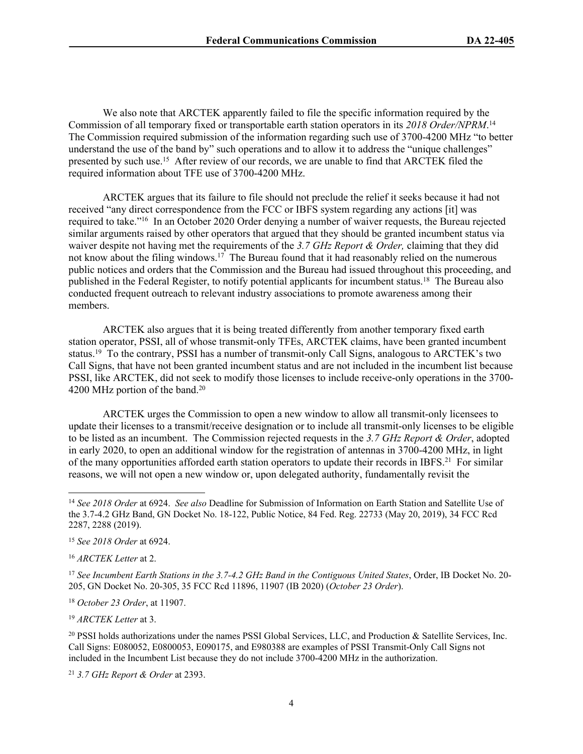We also note that ARCTEK apparently failed to file the specific information required by the Commission of all temporary fixed or transportable earth station operators in its *2018 Order/NPRM*.[14] The Commission required submission of the information regarding such use of 3700-4200 MHz "to better understand the use of the band by" such operations and to allow it to address the "unique challenges" presented by such use.[15] After review of our records, we are unable to find that ARCTEK filed the required information about TFE use of 3700-4200 MHz.

ARCTEK argues that its failure to file should not preclude the relief it seeks because it had not received "any direct correspondence from the FCC or IBFS system regarding any actions [it] was required to take."[16] In an October 2020 Order denying a number of waiver requests, the Bureau rejected similar arguments raised by other operators that argued that they should be granted incumbent status via waiver despite not having met the requirements of the *3.7 GHz Report & Order,* claiming that they did not know about the filing windows.[17] The Bureau found that it had reasonably relied on the numerous public notices and orders that the Commission and the Bureau had issued throughout this proceeding, and published in the Federal Register, to notify potential applicants for incumbent status.[18] The Bureau also conducted frequent outreach to relevant industry associations to promote awareness among their members.

ARCTEK also argues that it is being treated differently from another temporary fixed earth station operator, PSSI, all of whose transmit-only TFEs, ARCTEK claims, have been granted incumbent status.[19] To the contrary, PSSI has a number of transmit-only Call Signs, analogous to ARCTEK's two Call Signs, that have not been granted incumbent status and are not included in the incumbent list because PSSI, like ARCTEK, did not seek to modify those licenses to include receive-only operations in the 3700-4200 MHz portion of the band.[20]

ARCTEK urges the Commission to open a new window to allow all transmit-only licensees to update their licenses to a transmit/receive designation or to include all transmit-only licenses to be eligible to be listed as an incumbent. The Commission rejected requests in the *3.7 GHz Report & Order*, adopted in early 2020, to open an additional window for the registration of antennas in 3700-4200 MHz, in light of the many opportunities afforded earth station operators to update their records in IBFS.[21] For similar reasons, we will not open a new window or, upon delegated authority, fundamentally revisit the

---

[14] *See 2018 Order* at 6924. *See also* Deadline for Submission of Information on Earth Station and Satellite Use of the 3.7-4.2 GHz Band, GN Docket No. 18-122, Public Notice, 84 Fed. Reg. 22733 (May 20, 2019), 34 FCC Rcd 2287, 2288 (2019).

[15] *See 2018 Order* at 6924.

[16] *ARCTEK Letter* at 2.

[17] *See Incumbent Earth Stations in the 3.7-4.2 GHz Band in the Contiguous United States*, Order, IB Docket No. 20-205, GN Docket No. 20-305, 35 FCC Rcd 11896, 11907 (IB 2020) (*October 23 Order*).

[18] *October 23 Order*, at 11907.

[19] *ARCTEK Letter* at 3.

[20] PSSI holds authorizations under the names PSSI Global Services, LLC, and Production & Satellite Services, Inc. Call Signs: E080052, E0800053, E090175, and E980388 are examples of PSSI Transmit-Only Call Signs not included in the Incumbent List because they do not include 3700-4200 MHz in the authorization.

[21] *3.7 GHz Report & Order* at 2393.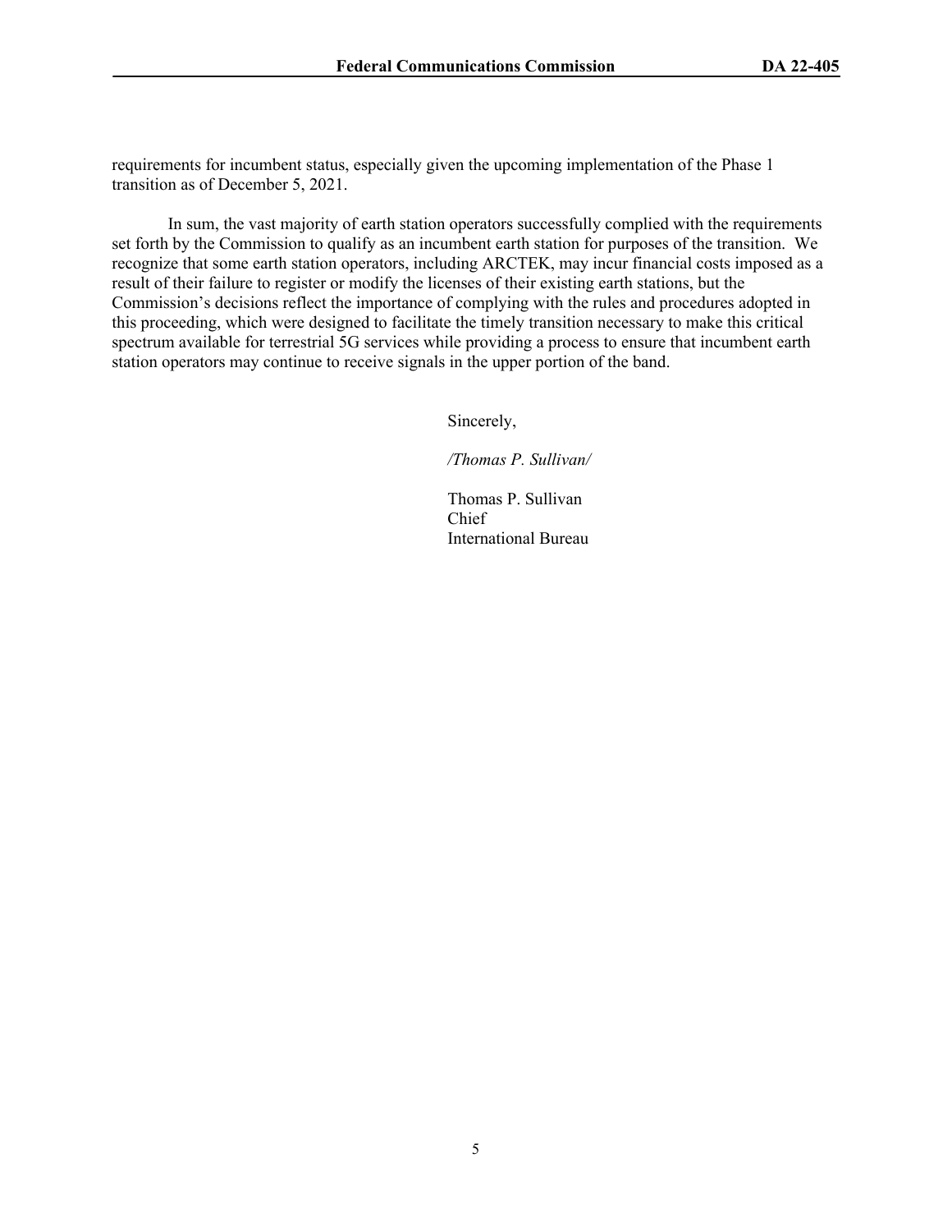requirements for incumbent status, especially given the upcoming implementation of the Phase 1 transition as of December 5, 2021.

In sum, the vast majority of earth station operators successfully complied with the requirements set forth by the Commission to qualify as an incumbent earth station for purposes of the transition. We recognize that some earth station operators, including ARCTEK, may incur financial costs imposed as a result of their failure to register or modify the licenses of their existing earth stations, but the Commission's decisions reflect the importance of complying with the rules and procedures adopted in this proceeding, which were designed to facilitate the timely transition necessary to make this critical spectrum available for terrestrial 5G services while providing a process to ensure that incumbent earth station operators may continue to receive signals in the upper portion of the band.

Sincerely,

*/Thomas P. Sullivan/*

Thomas P. Sullivan
Chief
International Bureau